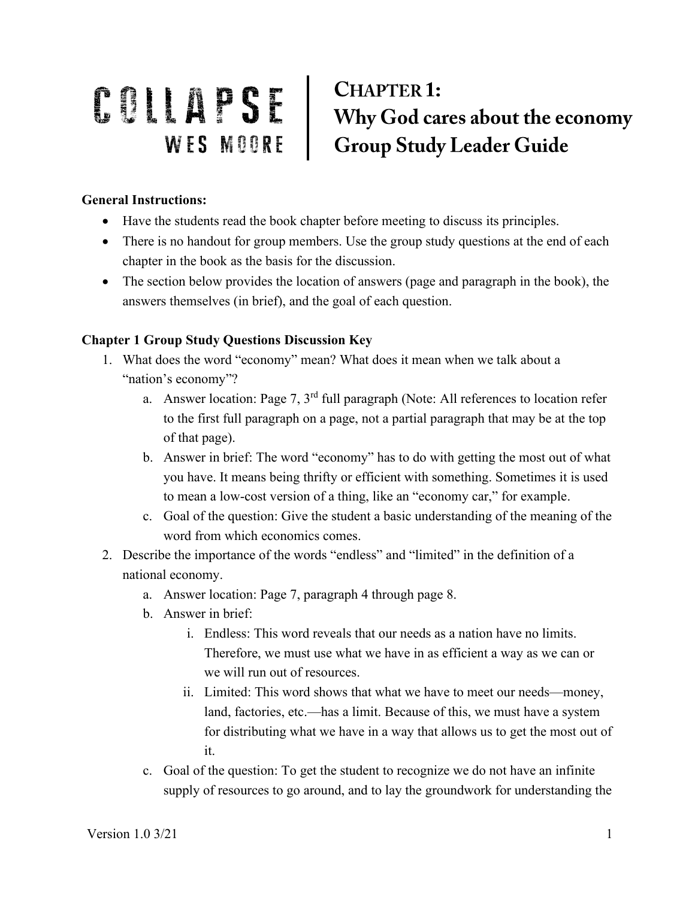# COLLAPSE
## WES MOORE

# CHAPTER 1: Why God cares about the economy Group Study Leader Guide

**General Instructions:**

- Have the students read the book chapter before meeting to discuss its principles.
- There is no handout for group members. Use the group study questions at the end of each chapter in the book as the basis for the discussion.
- The section below provides the location of answers (page and paragraph in the book), the answers themselves (in brief), and the goal of each question.

**Chapter 1 Group Study Questions Discussion Key**

1. What does the word "economy" mean? What does it mean when we talk about a "nation's economy"?
   a. Answer location: Page 7, 3rd full paragraph (Note: All references to location refer to the first full paragraph on a page, not a partial paragraph that may be at the top of that page).
   b. Answer in brief: The word "economy" has to do with getting the most out of what you have. It means being thrifty or efficient with something. Sometimes it is used to mean a low-cost version of a thing, like an "economy car," for example.
   c. Goal of the question: Give the student a basic understanding of the meaning of the word from which economics comes.
2. Describe the importance of the words "endless" and "limited" in the definition of a national economy.
   a. Answer location: Page 7, paragraph 4 through page 8.
   b. Answer in brief:
      i. Endless: This word reveals that our needs as a nation have no limits. Therefore, we must use what we have in as efficient a way as we can or we will run out of resources.
      ii. Limited: This word shows that what we have to meet our needs—money, land, factories, etc.—has a limit. Because of this, we must have a system for distributing what we have in a way that allows us to get the most out of it.
   c. Goal of the question: To get the student to recognize we do not have an infinite supply of resources to go around, and to lay the groundwork for understanding the

Version 1.0 3/21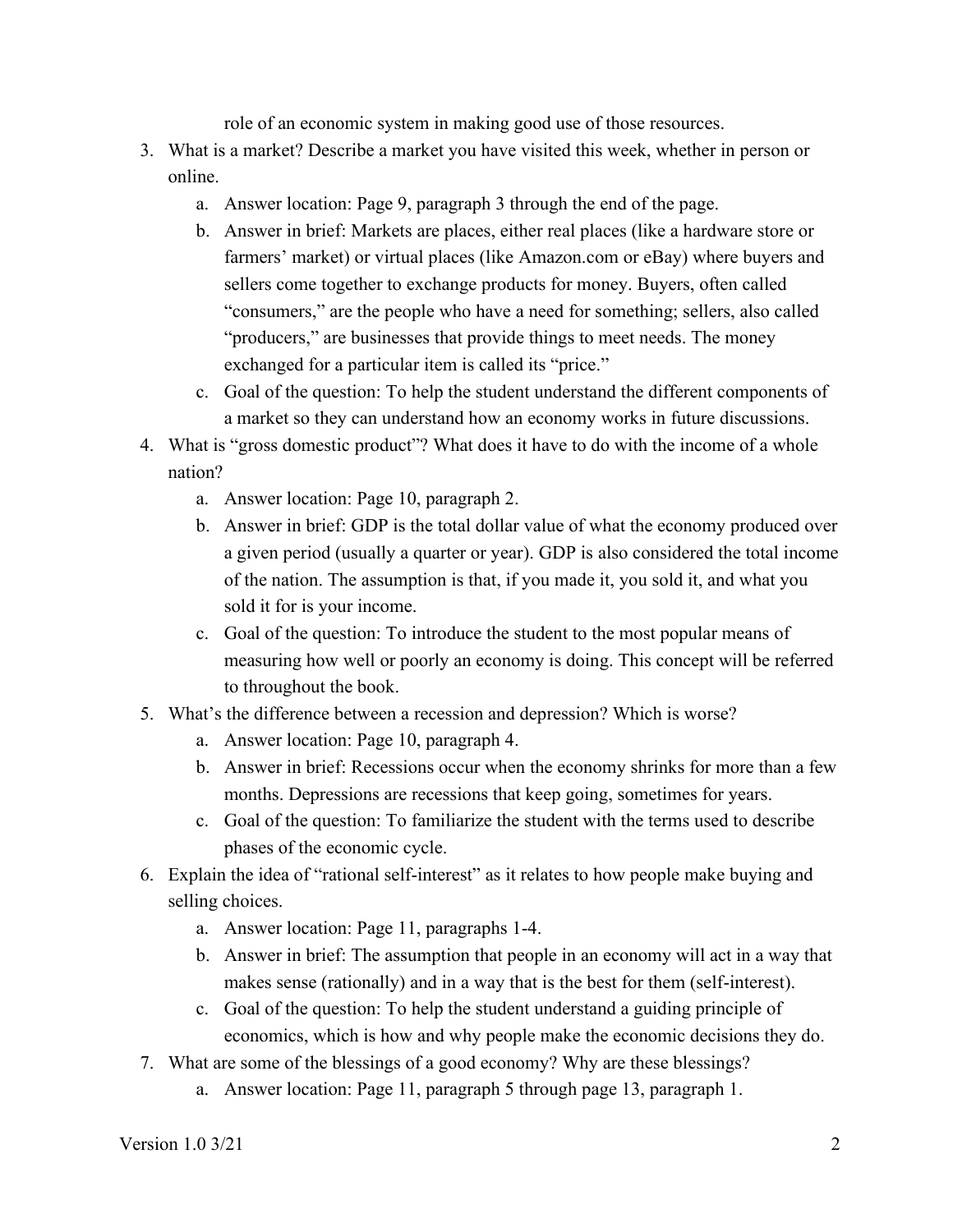role of an economic system in making good use of those resources.

3. What is a market? Describe a market you have visited this week, whether in person or online.
    a. Answer location: Page 9, paragraph 3 through the end of the page.
    b. Answer in brief: Markets are places, either real places (like a hardware store or farmers' market) or virtual places (like Amazon.com or eBay) where buyers and sellers come together to exchange products for money. Buyers, often called "consumers," are the people who have a need for something; sellers, also called "producers," are businesses that provide things to meet needs. The money exchanged for a particular item is called its "price."
    c. Goal of the question: To help the student understand the different components of a market so they can understand how an economy works in future discussions.
4. What is "gross domestic product"? What does it have to do with the income of a whole nation?
    a. Answer location: Page 10, paragraph 2.
    b. Answer in brief: GDP is the total dollar value of what the economy produced over a given period (usually a quarter or year). GDP is also considered the total income of the nation. The assumption is that, if you made it, you sold it, and what you sold it for is your income.
    c. Goal of the question: To introduce the student to the most popular means of measuring how well or poorly an economy is doing. This concept will be referred to throughout the book.
5. What's the difference between a recession and depression? Which is worse?
    a. Answer location: Page 10, paragraph 4.
    b. Answer in brief: Recessions occur when the economy shrinks for more than a few months. Depressions are recessions that keep going, sometimes for years.
    c. Goal of the question: To familiarize the student with the terms used to describe phases of the economic cycle.
6. Explain the idea of "rational self-interest" as it relates to how people make buying and selling choices.
    a. Answer location: Page 11, paragraphs 1-4.
    b. Answer in brief: The assumption that people in an economy will act in a way that makes sense (rationally) and in a way that is the best for them (self-interest).
    c. Goal of the question: To help the student understand a guiding principle of economics, which is how and why people make the economic decisions they do.
7. What are some of the blessings of a good economy? Why are these blessings?
    a. Answer location: Page 11, paragraph 5 through page 13, paragraph 1.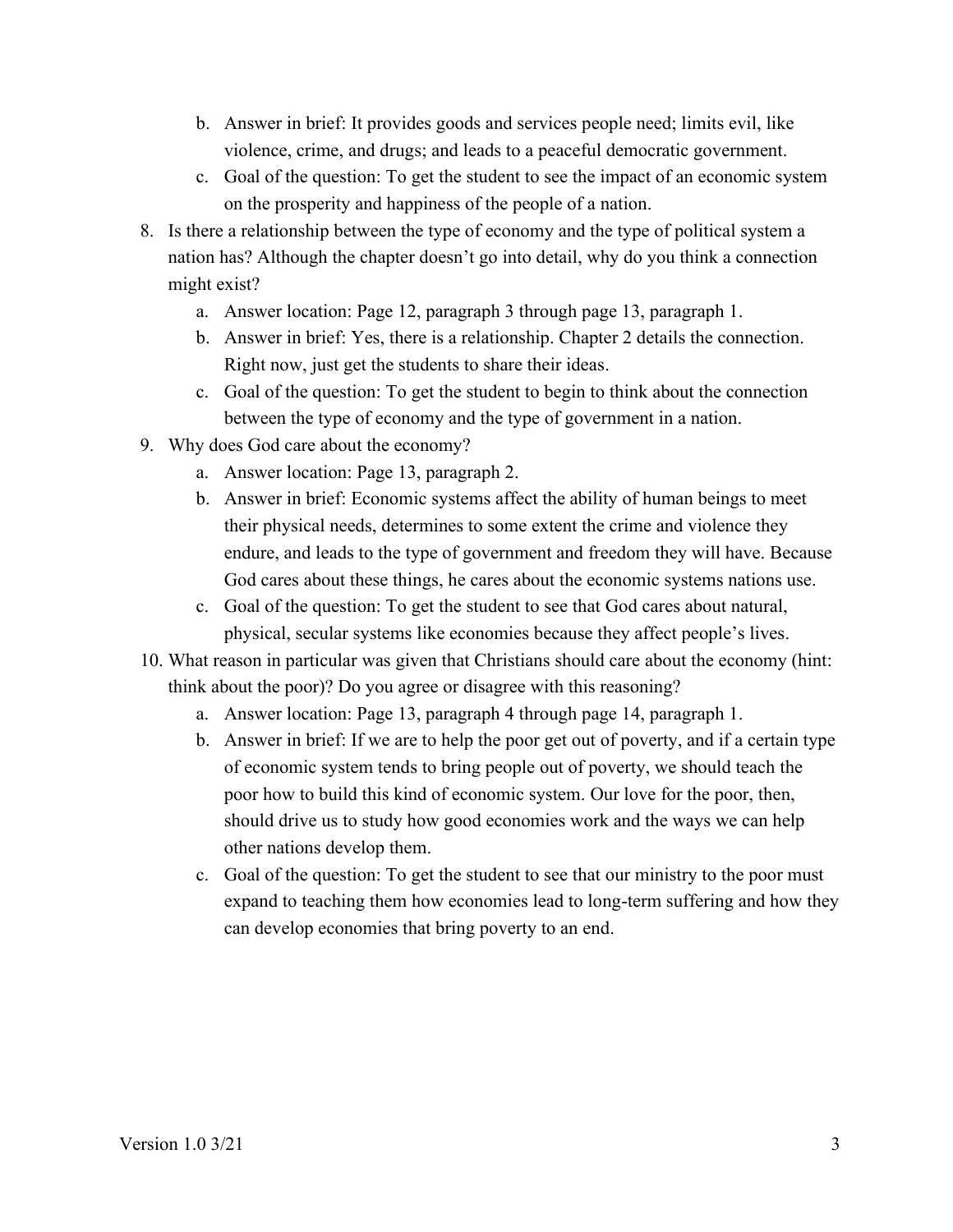b. Answer in brief: It provides goods and services people need; limits evil, like violence, crime, and drugs; and leads to a peaceful democratic government.
   c. Goal of the question: To get the student to see the impact of an economic system on the prosperity and happiness of the people of a nation.

8. Is there a relationship between the type of economy and the type of political system a nation has? Although the chapter doesn't go into detail, why do you think a connection might exist?
   a. Answer location: Page 12, paragraph 3 through page 13, paragraph 1.
   b. Answer in brief: Yes, there is a relationship. Chapter 2 details the connection. Right now, just get the students to share their ideas.
   c. Goal of the question: To get the student to begin to think about the connection between the type of economy and the type of government in a nation.

9. Why does God care about the economy?
   a. Answer location: Page 13, paragraph 2.
   b. Answer in brief: Economic systems affect the ability of human beings to meet their physical needs, determines to some extent the crime and violence they endure, and leads to the type of government and freedom they will have. Because God cares about these things, he cares about the economic systems nations use.
   c. Goal of the question: To get the student to see that God cares about natural, physical, secular systems like economies because they affect people's lives.

10. What reason in particular was given that Christians should care about the economy (hint: think about the poor)? Do you agree or disagree with this reasoning?
    a. Answer location: Page 13, paragraph 4 through page 14, paragraph 1.
    b. Answer in brief: If we are to help the poor get out of poverty, and if a certain type of economic system tends to bring people out of poverty, we should teach the poor how to build this kind of economic system. Our love for the poor, then, should drive us to study how good economies work and the ways we can help other nations develop them.
    c. Goal of the question: To get the student to see that our ministry to the poor must expand to teaching them how economies lead to long-term suffering and how they can develop economies that bring poverty to an end.

Version 1.0 3/21